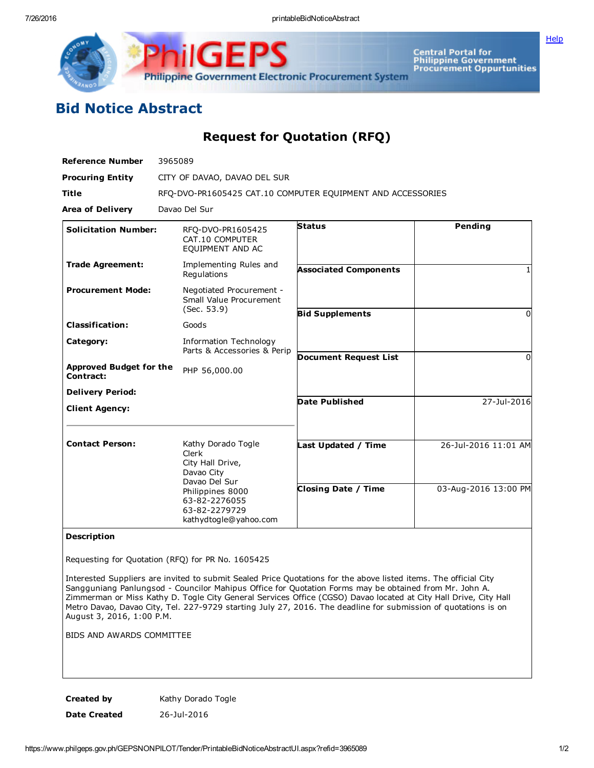# Bid Notice Abstract

## Request for Quotation (RFQ)

**Reference Number** 3965089

**Procuring Entity** CITY OF DAVAO, DAVAO DEL SUR

**Title** RFQ-DVO-PR1605425 CAT.10 COMPUTER EQUIPMENT AND ACCESSORIES

**Area of Delivery** Davao Del Sur

| | | | |
|---|---|---|---|
| **Solicitation Number:** | RFQ-DVO-PR1605425 CAT.10 COMPUTER EQUIPMENT AND AC | **Status** | Pending |
| **Trade Agreement:** | Implementing Rules and Regulations | **Associated Components** | 1 |
| **Procurement Mode:** | Negotiated Procurement - Small Value Procurement (Sec. 53.9) | **Bid Supplements** | 0 |
| **Classification:** | Goods | | |
| **Category:** | Information Technology Parts & Accessories & Perip | **Document Request List** | 0 |
| **Approved Budget for the Contract:** | PHP 56,000.00 | | |
| **Delivery Period:** | | **Date Published** | 27-Jul-2016 |
| **Client Agency:** | | | |
| **Contact Person:** | Kathy Dorado Togle<br>Clerk<br>City Hall Drive,<br>Davao City<br>Davao Del Sur<br>Philippines 8000<br>63-82-2276055<br>63-82-2279729<br>kathydtogle@yahoo.com | **Last Updated / Time** | 26-Jul-2016 11:01 AM |
| | | **Closing Date / Time** | 03-Aug-2016 13:00 PM |

**Description**

Requesting for Quotation (RFQ) for PR No. 1605425

Interested Suppliers are invited to submit Sealed Price Quotations for the above listed items. The official City Sangguniang Panlungsod - Councilor Mahipus Office for Quotation Forms may be obtained from Mr. John A. Zimmerman or Miss Kathy D. Togle City General Services Office (CGSO) Davao located at City Hall Drive, City Hall Metro Davao, Davao City, Tel. 227-9729 starting July 27, 2016. The deadline for submission of quotations is on August 3, 2016, 1:00 P.M.

BIDS AND AWARDS COMMITTEE

**Created by** Kathy Dorado Togle

**Date Created** 26-Jul-2016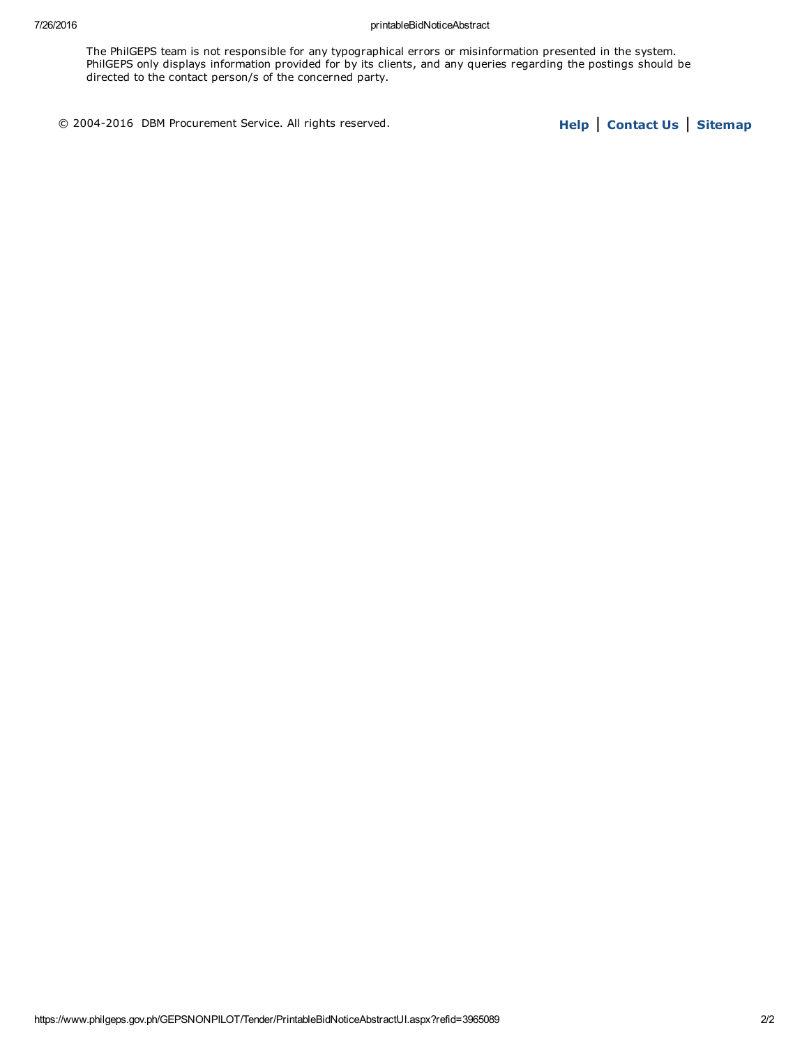The PhilGEPS team is not responsible for any typographical errors or misinformation presented in the system. PhilGEPS only displays information provided for by its clients, and any queries regarding the postings should be directed to the contact person/s of the concerned party.

© 2004-2016 DBM Procurement Service. All rights reserved.

**Help** | **Contact Us** | **Sitemap**